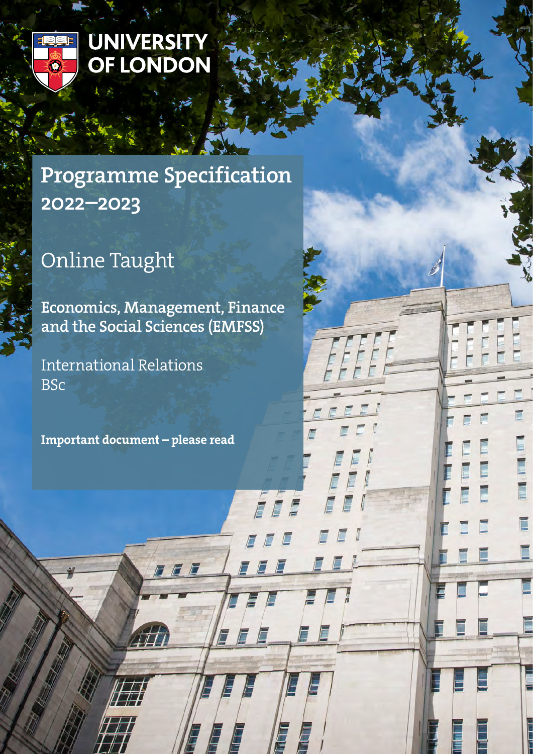UNIVERSITY OF LONDON

# Programme Specification 2022–2023

## Online Taught

**Economics, Management, Finance and the Social Sciences (EMFSS)**

International Relations
BSc

**Important document – please read**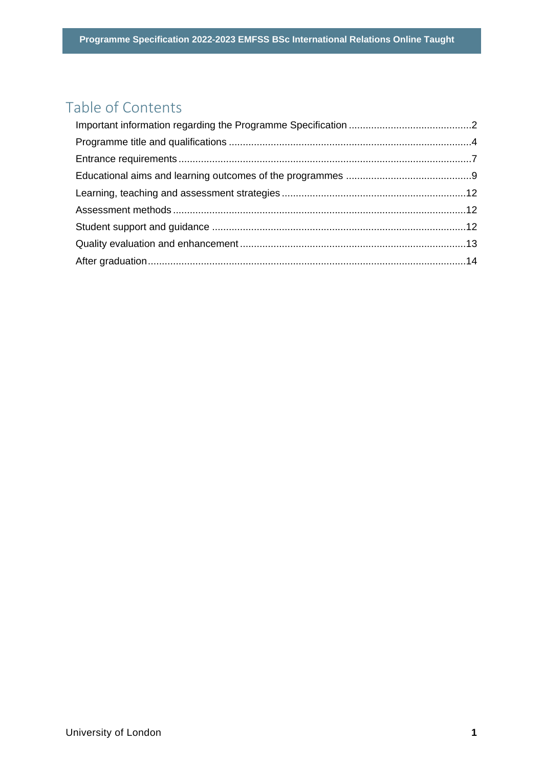# Table of Contents

Important information regarding the Programme Specification ............................................2
Programme title and qualifications ......................................................................................4
Entrance requirements ........................................................................................................7
Educational aims and learning outcomes of the programmes ............................................9
Learning, teaching and assessment strategies .................................................................12
Assessment methods ........................................................................................................12
Student support and guidance ..........................................................................................12
Quality evaluation and enhancement ................................................................................13
After graduation .................................................................................................................14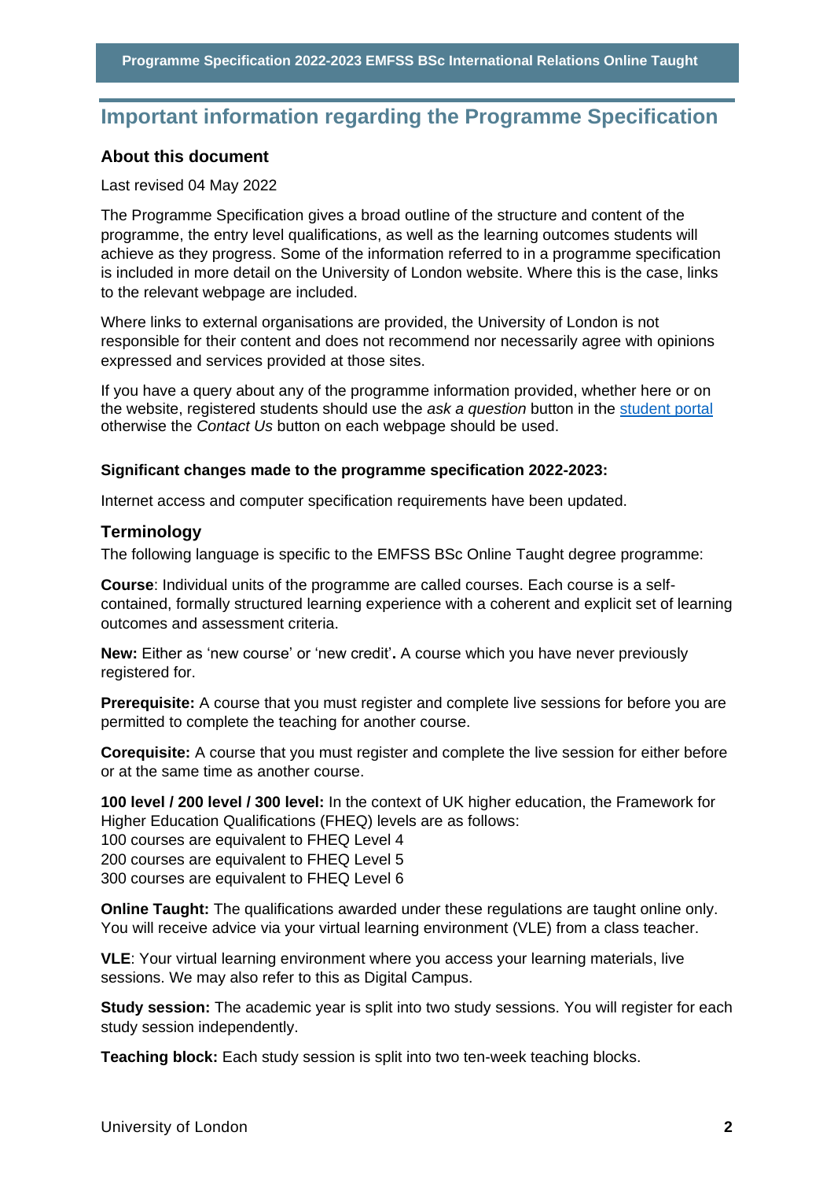## Important information regarding the Programme Specification

### About this document

Last revised 04 May 2022

The Programme Specification gives a broad outline of the structure and content of the programme, the entry level qualifications, as well as the learning outcomes students will achieve as they progress. Some of the information referred to in a programme specification is included in more detail on the University of London website. Where this is the case, links to the relevant webpage are included.

Where links to external organisations are provided, the University of London is not responsible for their content and does not recommend nor necessarily agree with opinions expressed and services provided at those sites.

If you have a query about any of the programme information provided, whether here or on the website, registered students should use the *ask a question* button in the student portal otherwise the *Contact Us* button on each webpage should be used.

**Significant changes made to the programme specification 2022-2023:**

Internet access and computer specification requirements have been updated.

### Terminology

The following language is specific to the EMFSS BSc Online Taught degree programme:

**Course**: Individual units of the programme are called courses. Each course is a self-contained, formally structured learning experience with a coherent and explicit set of learning outcomes and assessment criteria.

**New:** Either as 'new course' or 'new credit'**.** A course which you have never previously registered for.

**Prerequisite:** A course that you must register and complete live sessions for before you are permitted to complete the teaching for another course.

**Corequisite:** A course that you must register and complete the live session for either before or at the same time as another course.

**100 level / 200 level / 300 level:** In the context of UK higher education, the Framework for Higher Education Qualifications (FHEQ) levels are as follows:
100 courses are equivalent to FHEQ Level 4
200 courses are equivalent to FHEQ Level 5
300 courses are equivalent to FHEQ Level 6

**Online Taught:** The qualifications awarded under these regulations are taught online only. You will receive advice via your virtual learning environment (VLE) from a class teacher.

**VLE**: Your virtual learning environment where you access your learning materials, live sessions. We may also refer to this as Digital Campus.

**Study session:** The academic year is split into two study sessions. You will register for each study session independently.

**Teaching block:** Each study session is split into two ten-week teaching blocks.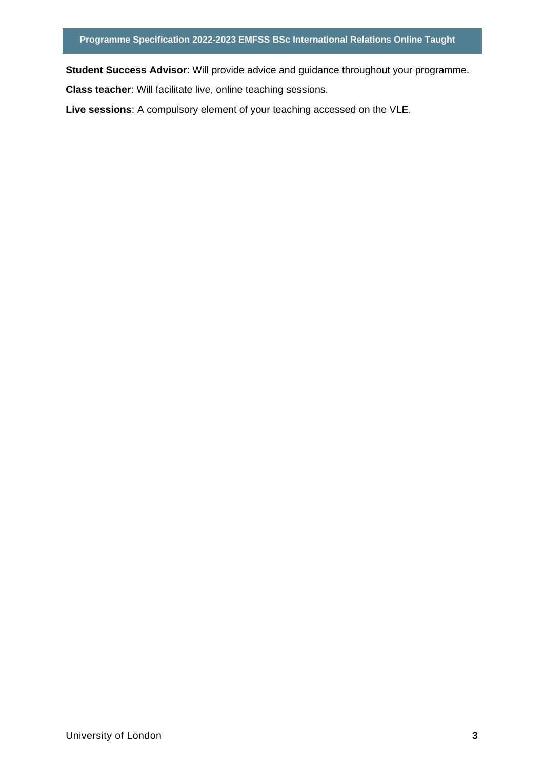**Student Success Advisor**: Will provide advice and guidance throughout your programme.

**Class teacher**: Will facilitate live, online teaching sessions.

**Live sessions**: A compulsory element of your teaching accessed on the VLE.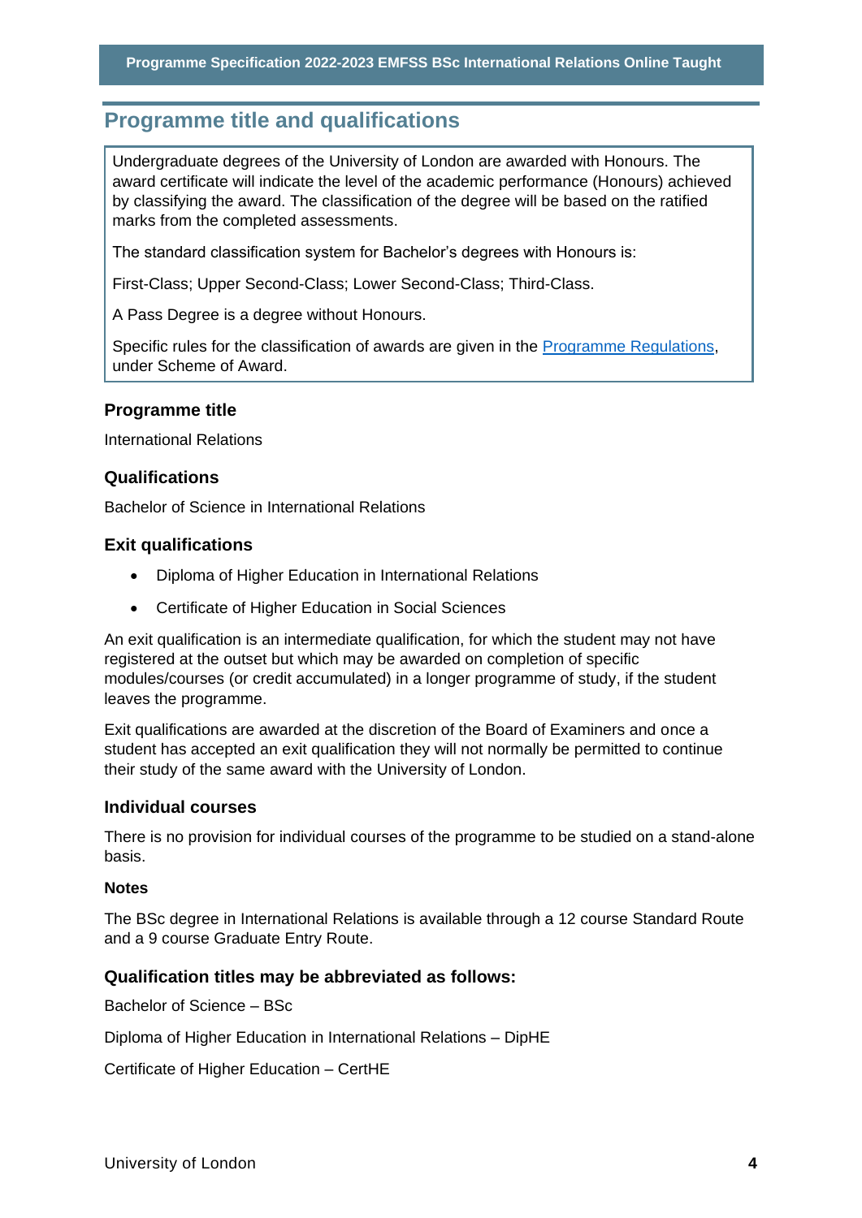## Programme title and qualifications

Undergraduate degrees of the University of London are awarded with Honours. The award certificate will indicate the level of the academic performance (Honours) achieved by classifying the award. The classification of the degree will be based on the ratified marks from the completed assessments.

The standard classification system for Bachelor's degrees with Honours is:

First-Class; Upper Second-Class; Lower Second-Class; Third-Class.

A Pass Degree is a degree without Honours.

Specific rules for the classification of awards are given in the Programme Regulations, under Scheme of Award.

### Programme title

International Relations

### Qualifications

Bachelor of Science in International Relations

### Exit qualifications

- Diploma of Higher Education in International Relations
- Certificate of Higher Education in Social Sciences

An exit qualification is an intermediate qualification, for which the student may not have registered at the outset but which may be awarded on completion of specific modules/courses (or credit accumulated) in a longer programme of study, if the student leaves the programme.

Exit qualifications are awarded at the discretion of the Board of Examiners and once a student has accepted an exit qualification they will not normally be permitted to continue their study of the same award with the University of London.

### Individual courses

There is no provision for individual courses of the programme to be studied on a stand-alone basis.

#### Notes

The BSc degree in International Relations is available through a 12 course Standard Route and a 9 course Graduate Entry Route.

### Qualification titles may be abbreviated as follows:

Bachelor of Science – BSc

Diploma of Higher Education in International Relations – DipHE

Certificate of Higher Education – CertHE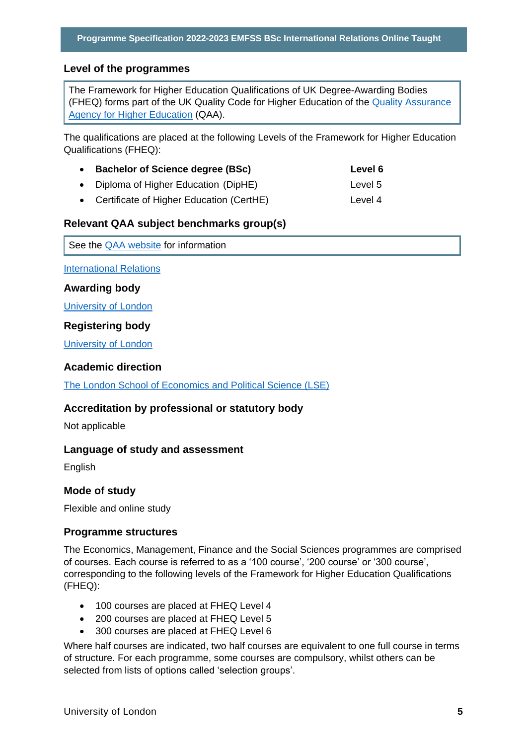## Level of the programmes

The Framework for Higher Education Qualifications of UK Degree-Awarding Bodies (FHEQ) forms part of the UK Quality Code for Higher Education of the [Quality Assurance Agency for Higher Education](#) (QAA).

The qualifications are placed at the following Levels of the Framework for Higher Education Qualifications (FHEQ):

- **Bachelor of Science degree (BSc)** — **Level 6**
- Diploma of Higher Education (DipHE) — Level 5
- Certificate of Higher Education (CertHE) — Level 4

## Relevant QAA subject benchmarks group(s)

See the [QAA website](#) for information

[International Relations](#)

## Awarding body

[University of London](#)

## Registering body

[University of London](#)

## Academic direction

[The London School of Economics and Political Science (LSE)](#)

## Accreditation by professional or statutory body

Not applicable

## Language of study and assessment

English

## Mode of study

Flexible and online study

## Programme structures

The Economics, Management, Finance and the Social Sciences programmes are comprised of courses. Each course is referred to as a '100 course', '200 course' or '300 course', corresponding to the following levels of the Framework for Higher Education Qualifications (FHEQ):

- 100 courses are placed at FHEQ Level 4
- 200 courses are placed at FHEQ Level 5
- 300 courses are placed at FHEQ Level 6

Where half courses are indicated, two half courses are equivalent to one full course in terms of structure. For each programme, some courses are compulsory, whilst others can be selected from lists of options called 'selection groups'.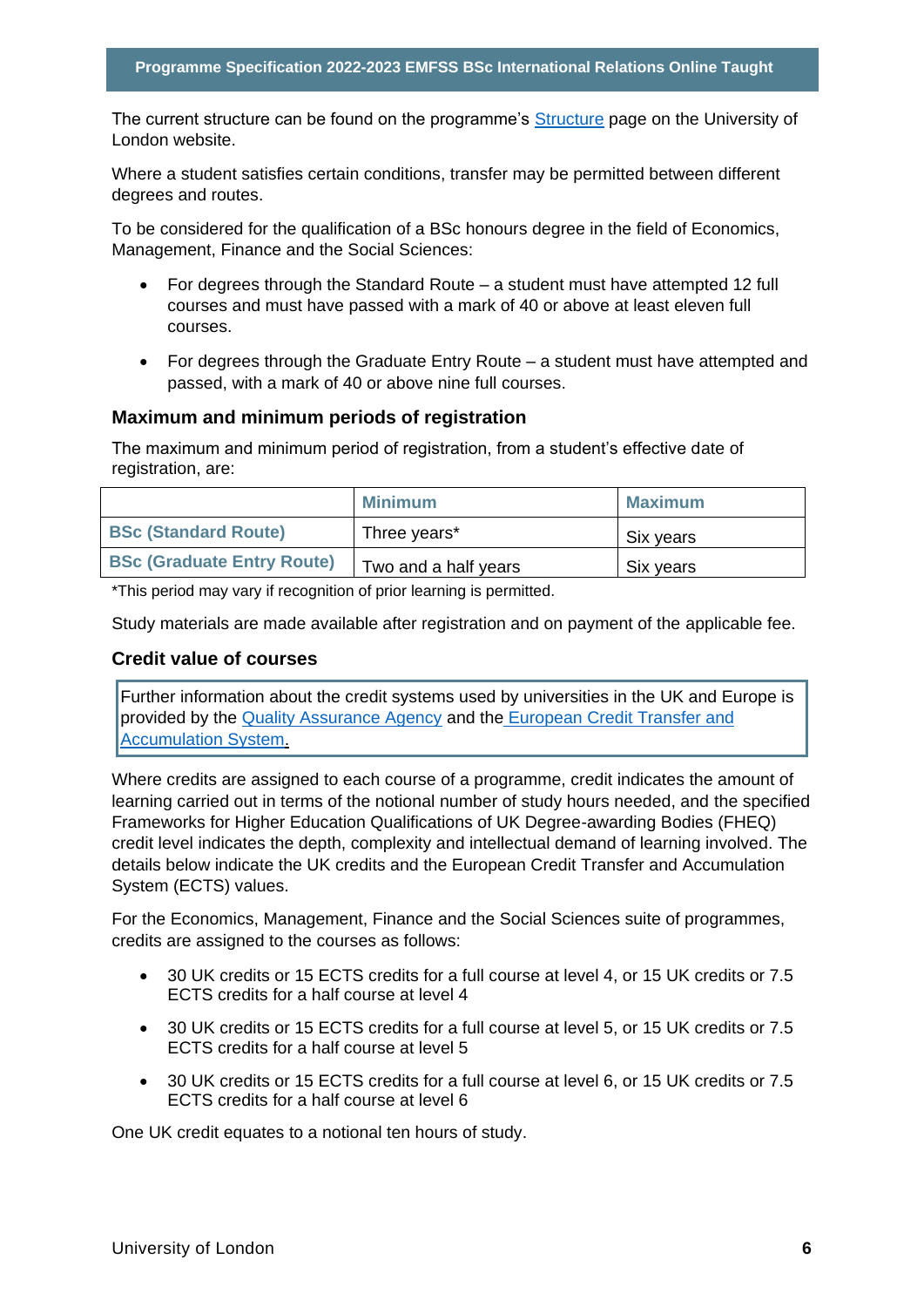The current structure can be found on the programme's [Structure]() page on the University of London website.

Where a student satisfies certain conditions, transfer may be permitted between different degrees and routes.

To be considered for the qualification of a BSc honours degree in the field of Economics, Management, Finance and the Social Sciences:

- For degrees through the Standard Route – a student must have attempted 12 full courses and must have passed with a mark of 40 or above at least eleven full courses.
- For degrees through the Graduate Entry Route – a student must have attempted and passed, with a mark of 40 or above nine full courses.

### Maximum and minimum periods of registration

The maximum and minimum period of registration, from a student's effective date of registration, are:

| | Minimum | Maximum |
|---|---|---|
| **BSc (Standard Route)** | Three years* | Six years |
| **BSc (Graduate Entry Route)** | Two and a half years | Six years |

*This period may vary if recognition of prior learning is permitted.

Study materials are made available after registration and on payment of the applicable fee.

### Credit value of courses

Further information about the credit systems used by universities in the UK and Europe is provided by the [Quality Assurance Agency]() and the [European Credit Transfer and Accumulation System]().

Where credits are assigned to each course of a programme, credit indicates the amount of learning carried out in terms of the notional number of study hours needed, and the specified Frameworks for Higher Education Qualifications of UK Degree-awarding Bodies (FHEQ) credit level indicates the depth, complexity and intellectual demand of learning involved. The details below indicate the UK credits and the European Credit Transfer and Accumulation System (ECTS) values.

For the Economics, Management, Finance and the Social Sciences suite of programmes, credits are assigned to the courses as follows:

- 30 UK credits or 15 ECTS credits for a full course at level 4, or 15 UK credits or 7.5 ECTS credits for a half course at level 4
- 30 UK credits or 15 ECTS credits for a full course at level 5, or 15 UK credits or 7.5 ECTS credits for a half course at level 5
- 30 UK credits or 15 ECTS credits for a full course at level 6, or 15 UK credits or 7.5 ECTS credits for a half course at level 6

One UK credit equates to a notional ten hours of study.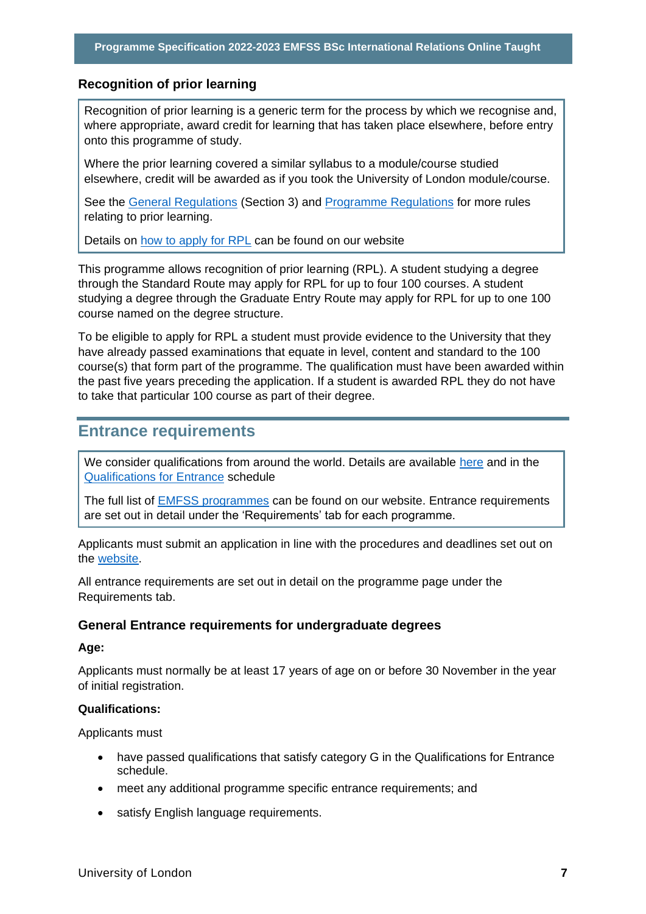### Recognition of prior learning

Recognition of prior learning is a generic term for the process by which we recognise and, where appropriate, award credit for learning that has taken place elsewhere, before entry onto this programme of study.

Where the prior learning covered a similar syllabus to a module/course studied elsewhere, credit will be awarded as if you took the University of London module/course.

See the General Regulations (Section 3) and Programme Regulations for more rules relating to prior learning.

Details on how to apply for RPL can be found on our website

This programme allows recognition of prior learning (RPL). A student studying a degree through the Standard Route may apply for RPL for up to four 100 courses. A student studying a degree through the Graduate Entry Route may apply for RPL for up to one 100 course named on the degree structure.

To be eligible to apply for RPL a student must provide evidence to the University that they have already passed examinations that equate in level, content and standard to the 100 course(s) that form part of the programme. The qualification must have been awarded within the past five years preceding the application. If a student is awarded RPL they do not have to take that particular 100 course as part of their degree.

## Entrance requirements

We consider qualifications from around the world. Details are available here and in the Qualifications for Entrance schedule

The full list of EMFSS programmes can be found on our website. Entrance requirements are set out in detail under the 'Requirements' tab for each programme.

Applicants must submit an application in line with the procedures and deadlines set out on the website.

All entrance requirements are set out in detail on the programme page under the Requirements tab.

### General Entrance requirements for undergraduate degrees

**Age:**

Applicants must normally be at least 17 years of age on or before 30 November in the year of initial registration.

**Qualifications:**

Applicants must

- have passed qualifications that satisfy category G in the Qualifications for Entrance schedule.
- meet any additional programme specific entrance requirements; and
- satisfy English language requirements.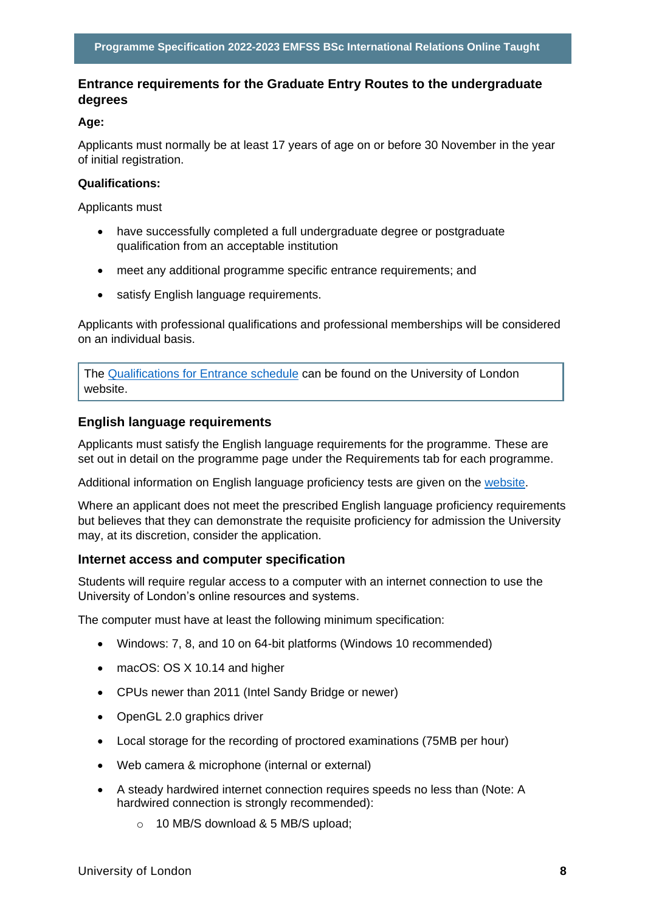## Entrance requirements for the Graduate Entry Routes to the undergraduate degrees

**Age:**

Applicants must normally be at least 17 years of age on or before 30 November in the year of initial registration.

**Qualifications:**

Applicants must

- have successfully completed a full undergraduate degree or postgraduate qualification from an acceptable institution
- meet any additional programme specific entrance requirements; and
- satisfy English language requirements.

Applicants with professional qualifications and professional memberships will be considered on an individual basis.

The Qualifications for Entrance schedule can be found on the University of London website.

### English language requirements

Applicants must satisfy the English language requirements for the programme. These are set out in detail on the programme page under the Requirements tab for each programme.

Additional information on English language proficiency tests are given on the website.

Where an applicant does not meet the prescribed English language proficiency requirements but believes that they can demonstrate the requisite proficiency for admission the University may, at its discretion, consider the application.

### Internet access and computer specification

Students will require regular access to a computer with an internet connection to use the University of London's online resources and systems.

The computer must have at least the following minimum specification:

- Windows: 7, 8, and 10 on 64-bit platforms (Windows 10 recommended)
- macOS: OS X 10.14 and higher
- CPUs newer than 2011 (Intel Sandy Bridge or newer)
- OpenGL 2.0 graphics driver
- Local storage for the recording of proctored examinations (75MB per hour)
- Web camera & microphone (internal or external)
- A steady hardwired internet connection requires speeds no less than (Note: A hardwired connection is strongly recommended):
  - 10 MB/S download & 5 MB/S upload;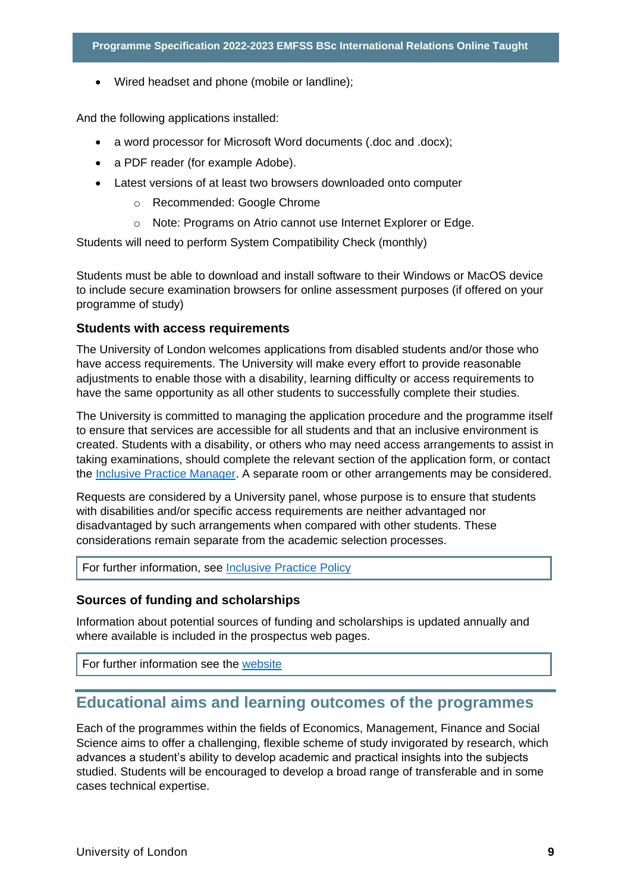- Wired headset and phone (mobile or landline);

And the following applications installed:

- a word processor for Microsoft Word documents (.doc and .docx);
- a PDF reader (for example Adobe).
- Latest versions of at least two browsers downloaded onto computer
    - Recommended: Google Chrome
    - Note: Programs on Atrio cannot use Internet Explorer or Edge.

Students will need to perform System Compatibility Check (monthly)

Students must be able to download and install software to their Windows or MacOS device to include secure examination browsers for online assessment purposes (if offered on your programme of study)

### Students with access requirements

The University of London welcomes applications from disabled students and/or those who have access requirements. The University will make every effort to provide reasonable adjustments to enable those with a disability, learning difficulty or access requirements to have the same opportunity as all other students to successfully complete their studies.

The University is committed to managing the application procedure and the programme itself to ensure that services are accessible for all students and that an inclusive environment is created. Students with a disability, or others who may need access arrangements to assist in taking examinations, should complete the relevant section of the application form, or contact the [Inclusive Practice Manager](). A separate room or other arrangements may be considered.

Requests are considered by a University panel, whose purpose is to ensure that students with disabilities and/or specific access requirements are neither advantaged nor disadvantaged by such arrangements when compared with other students. These considerations remain separate from the academic selection processes.

For further information, see [Inclusive Practice Policy]()

### Sources of funding and scholarships

Information about potential sources of funding and scholarships is updated annually and where available is included in the prospectus web pages.

For further information see the [website]()

## Educational aims and learning outcomes of the programmes

Each of the programmes within the fields of Economics, Management, Finance and Social Science aims to offer a challenging, flexible scheme of study invigorated by research, which advances a student's ability to develop academic and practical insights into the subjects studied. Students will be encouraged to develop a broad range of transferable and in some cases technical expertise.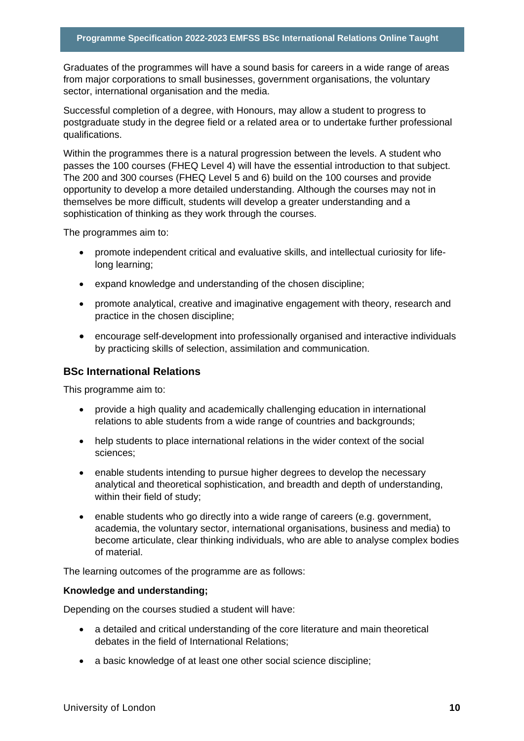Graduates of the programmes will have a sound basis for careers in a wide range of areas from major corporations to small businesses, government organisations, the voluntary sector, international organisation and the media.

Successful completion of a degree, with Honours, may allow a student to progress to postgraduate study in the degree field or a related area or to undertake further professional qualifications.

Within the programmes there is a natural progression between the levels. A student who passes the 100 courses (FHEQ Level 4) will have the essential introduction to that subject. The 200 and 300 courses (FHEQ Level 5 and 6) build on the 100 courses and provide opportunity to develop a more detailed understanding. Although the courses may not in themselves be more difficult, students will develop a greater understanding and a sophistication of thinking as they work through the courses.

The programmes aim to:

- promote independent critical and evaluative skills, and intellectual curiosity for life-long learning;
- expand knowledge and understanding of the chosen discipline;
- promote analytical, creative and imaginative engagement with theory, research and practice in the chosen discipline;
- encourage self-development into professionally organised and interactive individuals by practicing skills of selection, assimilation and communication.

## BSc International Relations

This programme aim to:

- provide a high quality and academically challenging education in international relations to able students from a wide range of countries and backgrounds;
- help students to place international relations in the wider context of the social sciences;
- enable students intending to pursue higher degrees to develop the necessary analytical and theoretical sophistication, and breadth and depth of understanding, within their field of study;
- enable students who go directly into a wide range of careers (e.g. government, academia, the voluntary sector, international organisations, business and media) to become articulate, clear thinking individuals, who are able to analyse complex bodies of material.

The learning outcomes of the programme are as follows:

**Knowledge and understanding;**

Depending on the courses studied a student will have:

- a detailed and critical understanding of the core literature and main theoretical debates in the field of International Relations;
- a basic knowledge of at least one other social science discipline;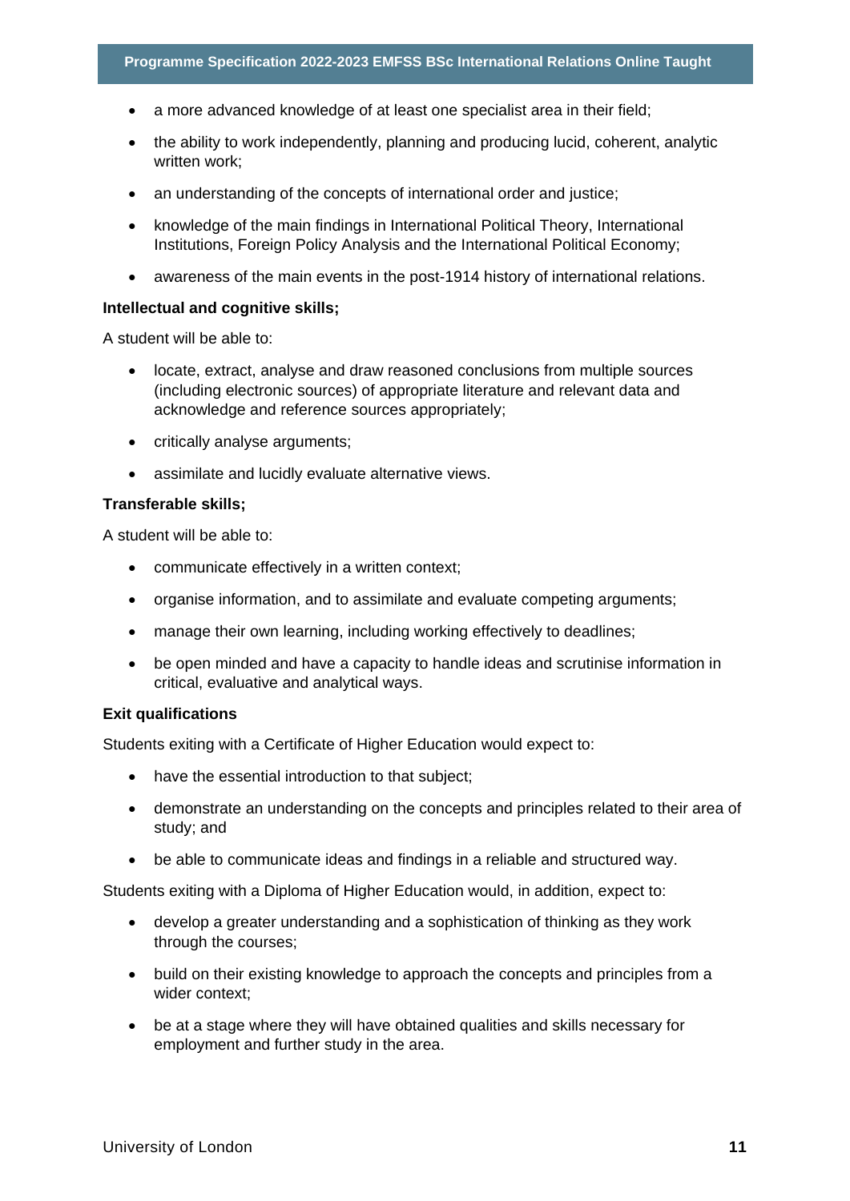- a more advanced knowledge of at least one specialist area in their field;
- the ability to work independently, planning and producing lucid, coherent, analytic written work;
- an understanding of the concepts of international order and justice;
- knowledge of the main findings in International Political Theory, International Institutions, Foreign Policy Analysis and the International Political Economy;
- awareness of the main events in the post-1914 history of international relations.

**Intellectual and cognitive skills;**

A student will be able to:

- locate, extract, analyse and draw reasoned conclusions from multiple sources (including electronic sources) of appropriate literature and relevant data and acknowledge and reference sources appropriately;
- critically analyse arguments;
- assimilate and lucidly evaluate alternative views.

**Transferable skills;**

A student will be able to:

- communicate effectively in a written context;
- organise information, and to assimilate and evaluate competing arguments;
- manage their own learning, including working effectively to deadlines;
- be open minded and have a capacity to handle ideas and scrutinise information in critical, evaluative and analytical ways.

**Exit qualifications**

Students exiting with a Certificate of Higher Education would expect to:

- have the essential introduction to that subject;
- demonstrate an understanding on the concepts and principles related to their area of study; and
- be able to communicate ideas and findings in a reliable and structured way.

Students exiting with a Diploma of Higher Education would, in addition, expect to:

- develop a greater understanding and a sophistication of thinking as they work through the courses;
- build on their existing knowledge to approach the concepts and principles from a wider context;
- be at a stage where they will have obtained qualities and skills necessary for employment and further study in the area.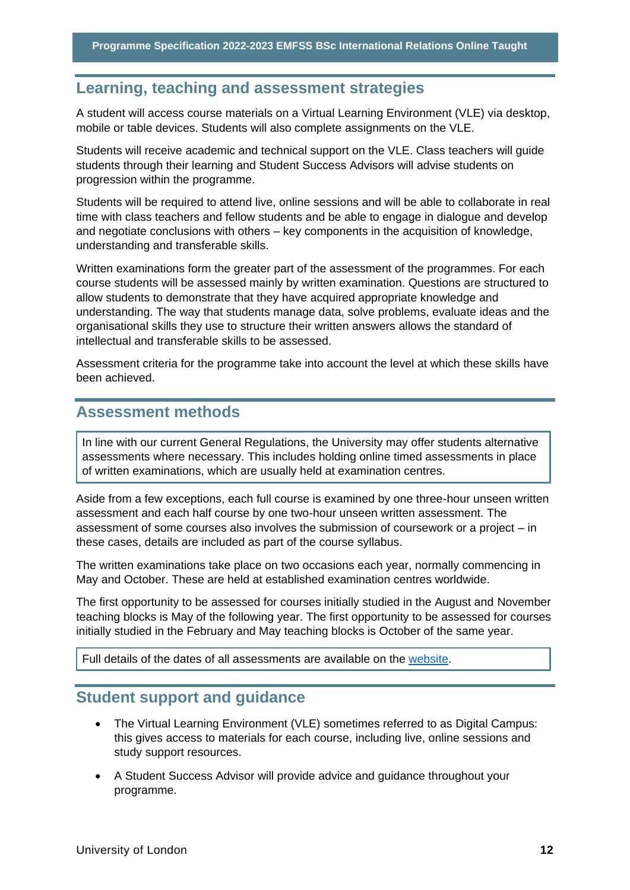## Learning, teaching and assessment strategies

A student will access course materials on a Virtual Learning Environment (VLE) via desktop, mobile or table devices. Students will also complete assignments on the VLE.

Students will receive academic and technical support on the VLE. Class teachers will guide students through their learning and Student Success Advisors will advise students on progression within the programme.

Students will be required to attend live, online sessions and will be able to collaborate in real time with class teachers and fellow students and be able to engage in dialogue and develop and negotiate conclusions with others – key components in the acquisition of knowledge, understanding and transferable skills.

Written examinations form the greater part of the assessment of the programmes. For each course students will be assessed mainly by written examination. Questions are structured to allow students to demonstrate that they have acquired appropriate knowledge and understanding. The way that students manage data, solve problems, evaluate ideas and the organisational skills they use to structure their written answers allows the standard of intellectual and transferable skills to be assessed.

Assessment criteria for the programme take into account the level at which these skills have been achieved.

## Assessment methods

In line with our current General Regulations, the University may offer students alternative assessments where necessary. This includes holding online timed assessments in place of written examinations, which are usually held at examination centres.

Aside from a few exceptions, each full course is examined by one three-hour unseen written assessment and each half course by one two-hour unseen written assessment. The assessment of some courses also involves the submission of coursework or a project – in these cases, details are included as part of the course syllabus.

The written examinations take place on two occasions each year, normally commencing in May and October. These are held at established examination centres worldwide.

The first opportunity to be assessed for courses initially studied in the August and November teaching blocks is May of the following year. The first opportunity to be assessed for courses initially studied in the February and May teaching blocks is October of the same year.

Full details of the dates of all assessments are available on the website.

## Student support and guidance

- The Virtual Learning Environment (VLE) sometimes referred to as Digital Campus: this gives access to materials for each course, including live, online sessions and study support resources.
- A Student Success Advisor will provide advice and guidance throughout your programme.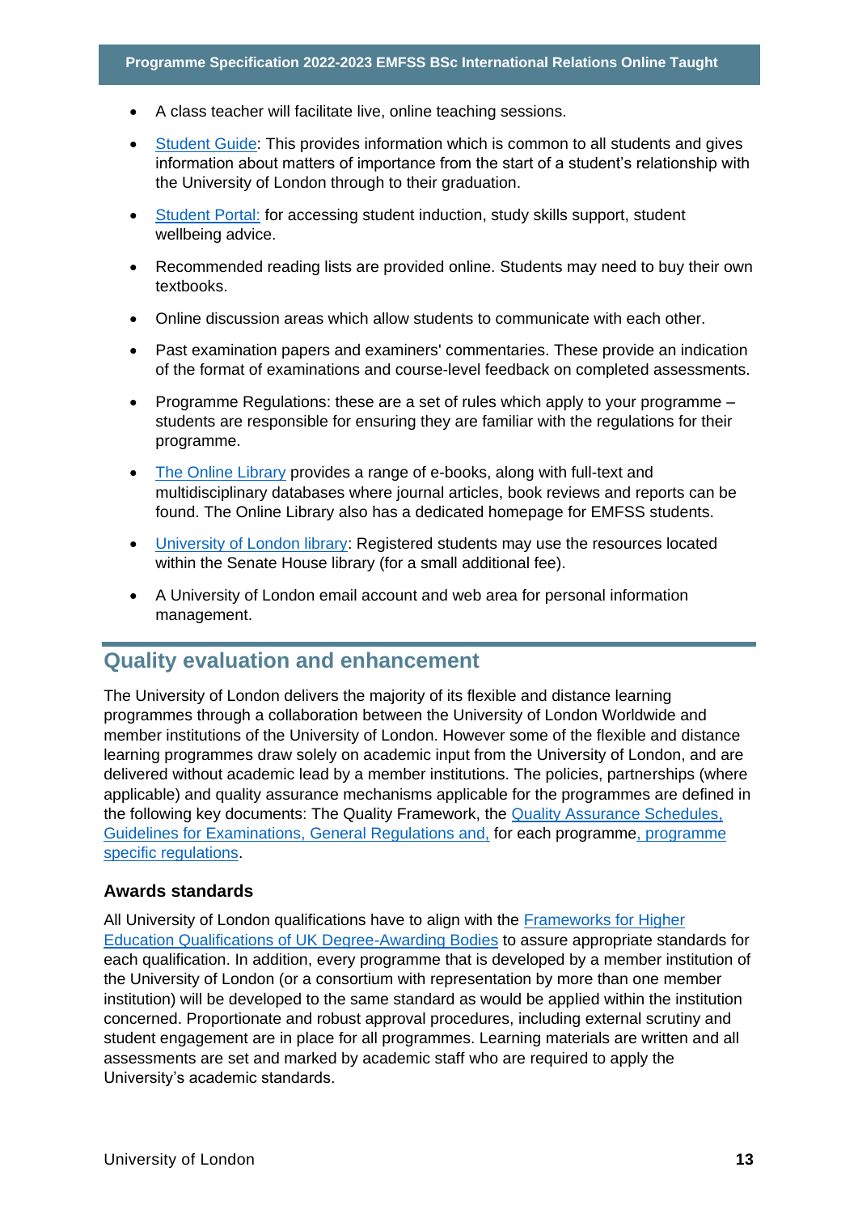- A class teacher will facilitate live, online teaching sessions.
- Student Guide: This provides information which is common to all students and gives information about matters of importance from the start of a student's relationship with the University of London through to their graduation.
- Student Portal: for accessing student induction, study skills support, student wellbeing advice.
- Recommended reading lists are provided online. Students may need to buy their own textbooks.
- Online discussion areas which allow students to communicate with each other.
- Past examination papers and examiners' commentaries. These provide an indication of the format of examinations and course-level feedback on completed assessments.
- Programme Regulations: these are a set of rules which apply to your programme – students are responsible for ensuring they are familiar with the regulations for their programme.
- The Online Library provides a range of e-books, along with full-text and multidisciplinary databases where journal articles, book reviews and reports can be found. The Online Library also has a dedicated homepage for EMFSS students.
- University of London library: Registered students may use the resources located within the Senate House library (for a small additional fee).
- A University of London email account and web area for personal information management.

## Quality evaluation and enhancement

The University of London delivers the majority of its flexible and distance learning programmes through a collaboration between the University of London Worldwide and member institutions of the University of London. However some of the flexible and distance learning programmes draw solely on academic input from the University of London, and are delivered without academic lead by a member institutions. The policies, partnerships (where applicable) and quality assurance mechanisms applicable for the programmes are defined in the following key documents: The Quality Framework, the Quality Assurance Schedules, Guidelines for Examinations, General Regulations and, for each programme, programme specific regulations.

### Awards standards

All University of London qualifications have to align with the Frameworks for Higher Education Qualifications of UK Degree-Awarding Bodies to assure appropriate standards for each qualification. In addition, every programme that is developed by a member institution of the University of London (or a consortium with representation by more than one member institution) will be developed to the same standard as would be applied within the institution concerned. Proportionate and robust approval procedures, including external scrutiny and student engagement are in place for all programmes. Learning materials are written and all assessments are set and marked by academic staff who are required to apply the University's academic standards.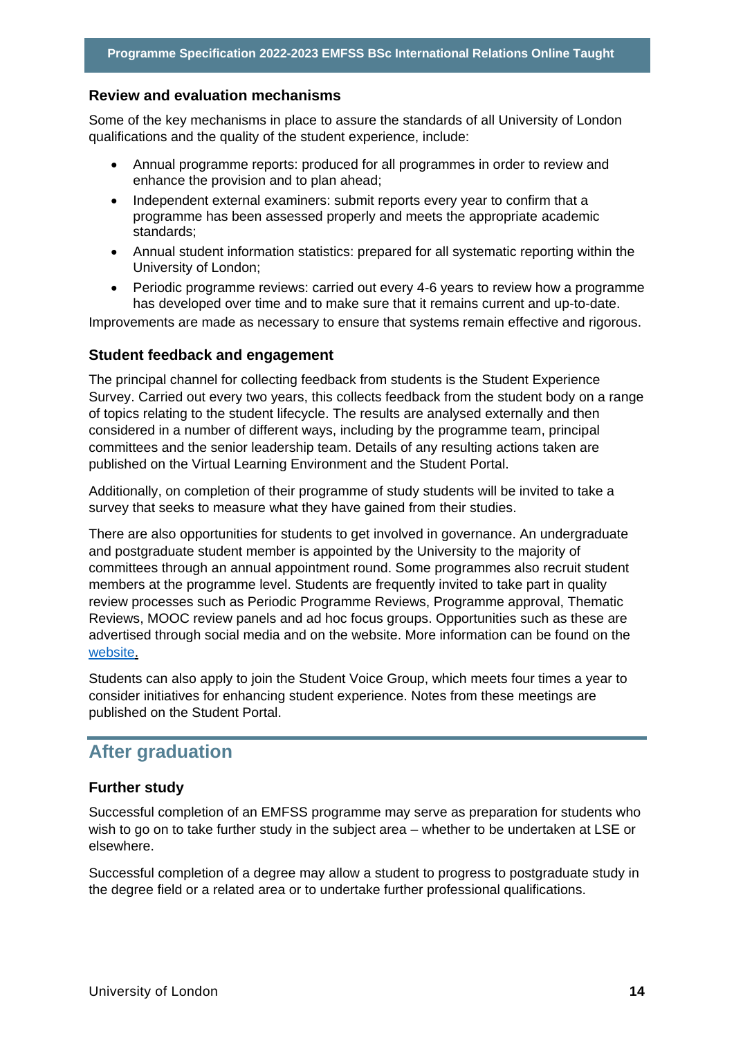### Review and evaluation mechanisms

Some of the key mechanisms in place to assure the standards of all University of London qualifications and the quality of the student experience, include:

- Annual programme reports: produced for all programmes in order to review and enhance the provision and to plan ahead;
- Independent external examiners: submit reports every year to confirm that a programme has been assessed properly and meets the appropriate academic standards;
- Annual student information statistics: prepared for all systematic reporting within the University of London;
- Periodic programme reviews: carried out every 4-6 years to review how a programme has developed over time and to make sure that it remains current and up-to-date.

Improvements are made as necessary to ensure that systems remain effective and rigorous.

### Student feedback and engagement

The principal channel for collecting feedback from students is the Student Experience Survey. Carried out every two years, this collects feedback from the student body on a range of topics relating to the student lifecycle. The results are analysed externally and then considered in a number of different ways, including by the programme team, principal committees and the senior leadership team. Details of any resulting actions taken are published on the Virtual Learning Environment and the Student Portal.

Additionally, on completion of their programme of study students will be invited to take a survey that seeks to measure what they have gained from their studies.

There are also opportunities for students to get involved in governance. An undergraduate and postgraduate student member is appointed by the University to the majority of committees through an annual appointment round. Some programmes also recruit student members at the programme level. Students are frequently invited to take part in quality review processes such as Periodic Programme Reviews, Programme approval, Thematic Reviews, MOOC review panels and ad hoc focus groups. Opportunities such as these are advertised through social media and on the website. More information can be found on the website.

Students can also apply to join the Student Voice Group, which meets four times a year to consider initiatives for enhancing student experience. Notes from these meetings are published on the Student Portal.

## After graduation

### Further study

Successful completion of an EMFSS programme may serve as preparation for students who wish to go on to take further study in the subject area – whether to be undertaken at LSE or elsewhere.

Successful completion of a degree may allow a student to progress to postgraduate study in the degree field or a related area or to undertake further professional qualifications.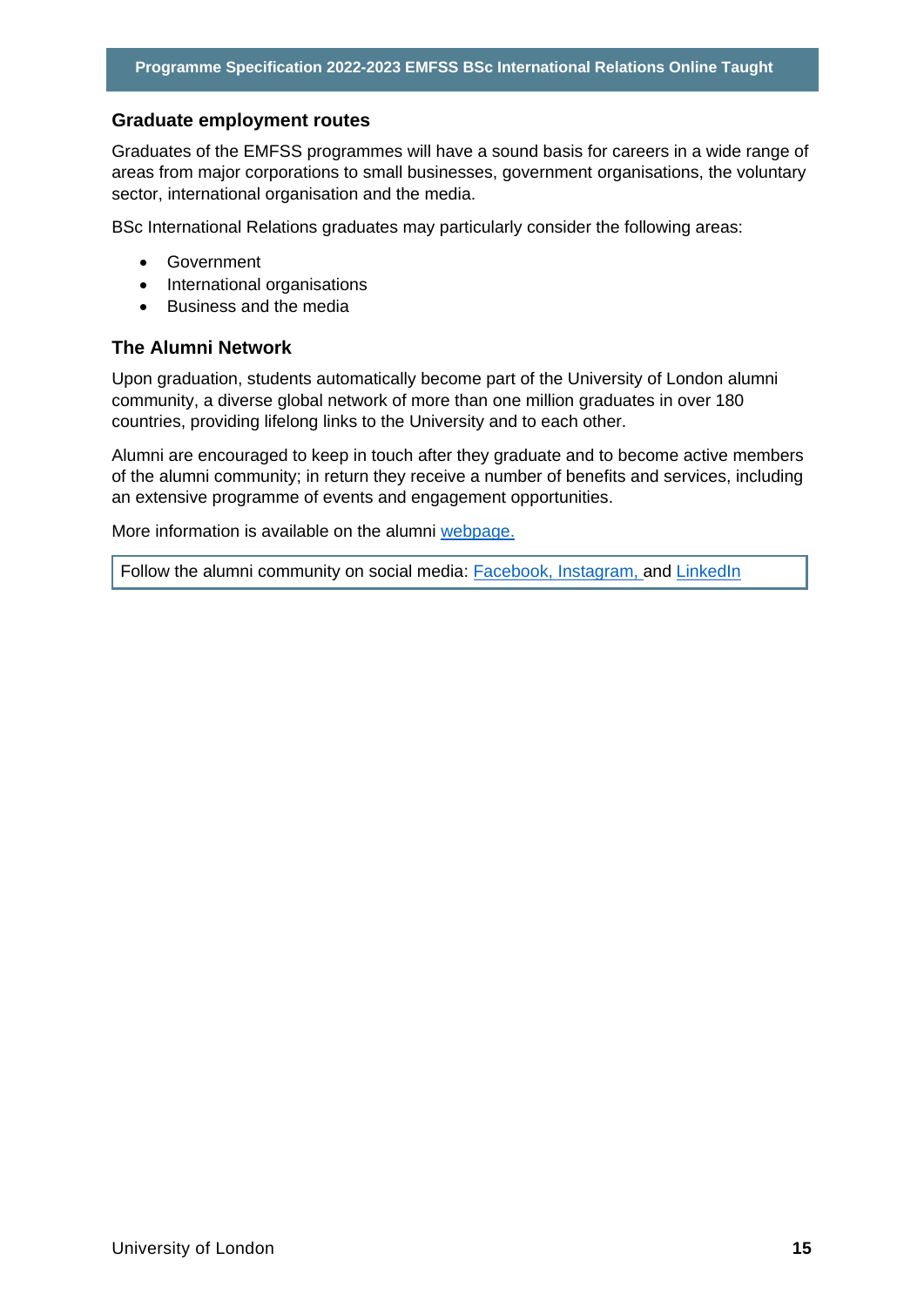## Graduate employment routes

Graduates of the EMFSS programmes will have a sound basis for careers in a wide range of areas from major corporations to small businesses, government organisations, the voluntary sector, international organisation and the media.

BSc International Relations graduates may particularly consider the following areas:

- Government
- International organisations
- Business and the media

## The Alumni Network

Upon graduation, students automatically become part of the University of London alumni community, a diverse global network of more than one million graduates in over 180 countries, providing lifelong links to the University and to each other.

Alumni are encouraged to keep in touch after they graduate and to become active members of the alumni community; in return they receive a number of benefits and services, including an extensive programme of events and engagement opportunities.

More information is available on the alumni webpage.

Follow the alumni community on social media: Facebook, Instagram, and LinkedIn